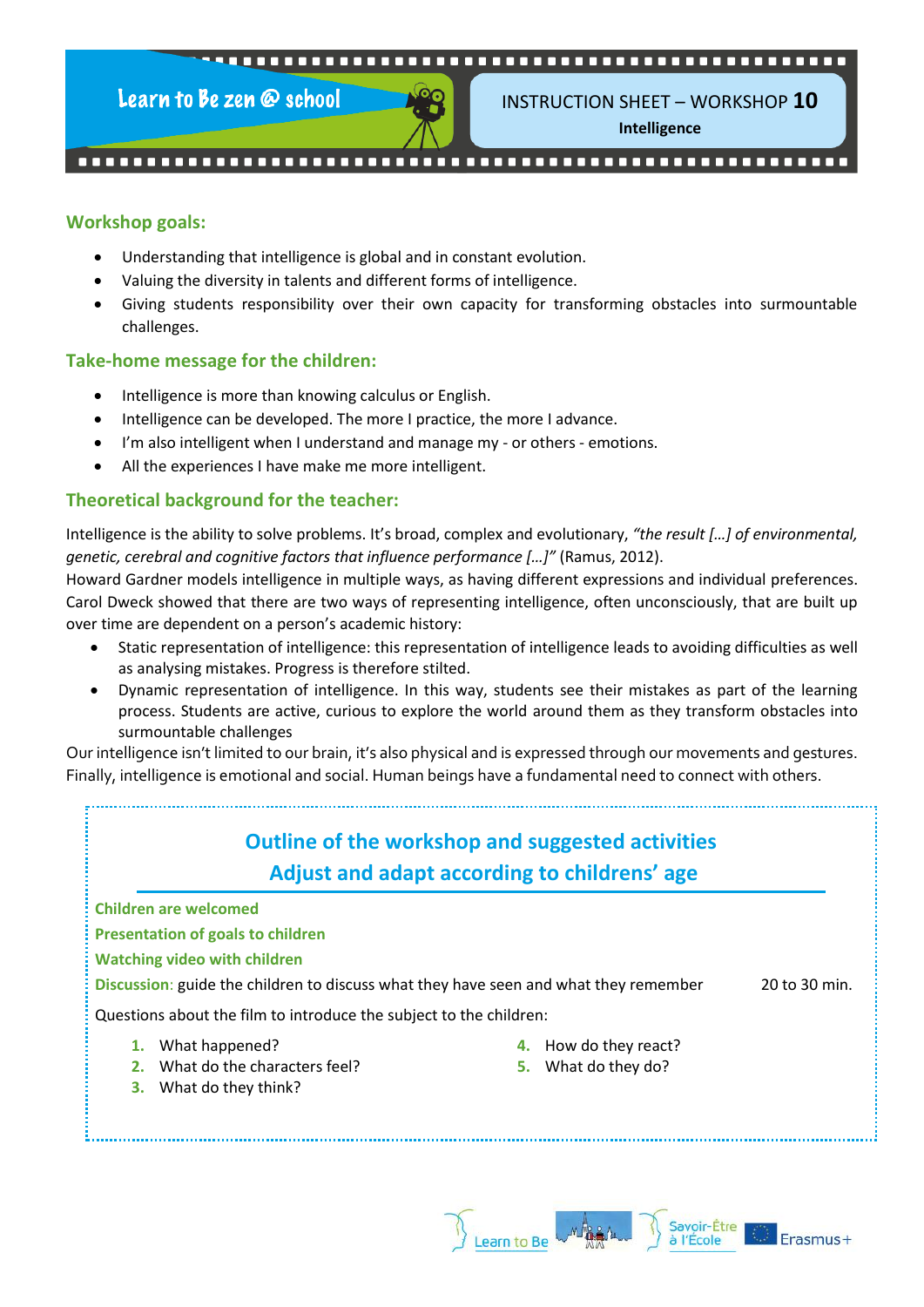Learn to Be zen @ school

# INSTRUCTION SHEET – WORKSHOP 10

**Intelligence**

## Workshop goals:

- Understanding that intelligence is global and in constant evolution.
- Valuing the diversity in talents and different forms of intelligence.
- Giving students responsibility over their own capacity for transforming obstacles into surmountable challenges.

## Take-home message for the children:

- Intelligence is more than knowing calculus or English.
- Intelligence can be developed. The more I practice, the more I advance.
- I'm also intelligent when I understand and manage my - or others - emotions.
- All the experiences I have make me more intelligent.

## Theoretical background for the teacher:

Intelligence is the ability to solve problems. It's broad, complex and evolutionary, *"the result […] of environmental, genetic, cerebral and cognitive factors that influence performance […]"* (Ramus, 2012).
Howard Gardner models intelligence in multiple ways, as having different expressions and individual preferences. Carol Dweck showed that there are two ways of representing intelligence, often unconsciously, that are built up over time are dependent on a person's academic history:

- Static representation of intelligence: this representation of intelligence leads to avoiding difficulties as well as analysing mistakes. Progress is therefore stilted.
- Dynamic representation of intelligence. In this way, students see their mistakes as part of the learning process. Students are active, curious to explore the world around them as they transform obstacles into surmountable challenges

Our intelligence isn't limited to our brain, it's also physical and is expressed through our movements and gestures. Finally, intelligence is emotional and social. Human beings have a fundamental need to connect with others.

## Outline of the workshop and suggested activities
## Adjust and adapt according to childrens' age

**Children are welcomed**

**Presentation of goals to children**

**Watching video with children**

**Discussion**: guide the children to discuss what they have seen and what they remember — 20 to 30 min.

Questions about the film to introduce the subject to the children:

1. What happened?
2. What do the characters feel?
3. What do they think?
4. How do they react?
5. What do they do?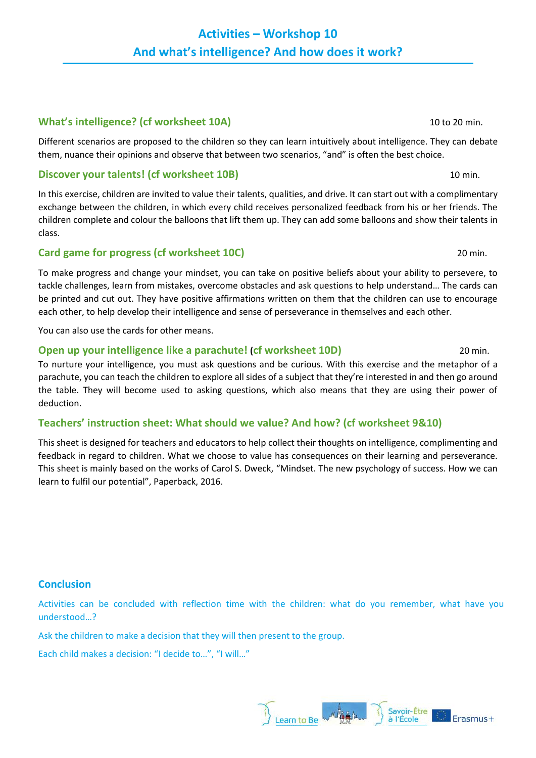# Activities – Workshop 10
## And what's intelligence? And how does it work?

### What's intelligence? (cf worksheet 10A) — 10 to 20 min.

Different scenarios are proposed to the children so they can learn intuitively about intelligence. They can debate them, nuance their opinions and observe that between two scenarios, "and" is often the best choice.

### Discover your talents! (cf worksheet 10B) — 10 min.

In this exercise, children are invited to value their talents, qualities, and drive. It can start out with a complimentary exchange between the children, in which every child receives personalized feedback from his or her friends. The children complete and colour the balloons that lift them up. They can add some balloons and show their talents in class.

### Card game for progress (cf worksheet 10C) — 20 min.

To make progress and change your mindset, you can take on positive beliefs about your ability to persevere, to tackle challenges, learn from mistakes, overcome obstacles and ask questions to help understand… The cards can be printed and cut out. They have positive affirmations written on them that the children can use to encourage each other, to help develop their intelligence and sense of perseverance in themselves and each other.

You can also use the cards for other means.

### Open up your intelligence like a parachute! (cf worksheet 10D) — 20 min.

To nurture your intelligence, you must ask questions and be curious. With this exercise and the metaphor of a parachute, you can teach the children to explore all sides of a subject that they're interested in and then go around the table. They will become used to asking questions, which also means that they are using their power of deduction.

### Teachers' instruction sheet: What should we value? And how? (cf worksheet 9&10)

This sheet is designed for teachers and educators to help collect their thoughts on intelligence, complimenting and feedback in regard to children. What we choose to value has consequences on their learning and perseverance. This sheet is mainly based on the works of Carol S. Dweck, "Mindset. The new psychology of success. How we can learn to fulfil our potential", Paperback, 2016.

### Conclusion

Activities can be concluded with reflection time with the children: what do you remember, what have you understood…?

Ask the children to make a decision that they will then present to the group.

Each child makes a decision: "I decide to…", "I will…"